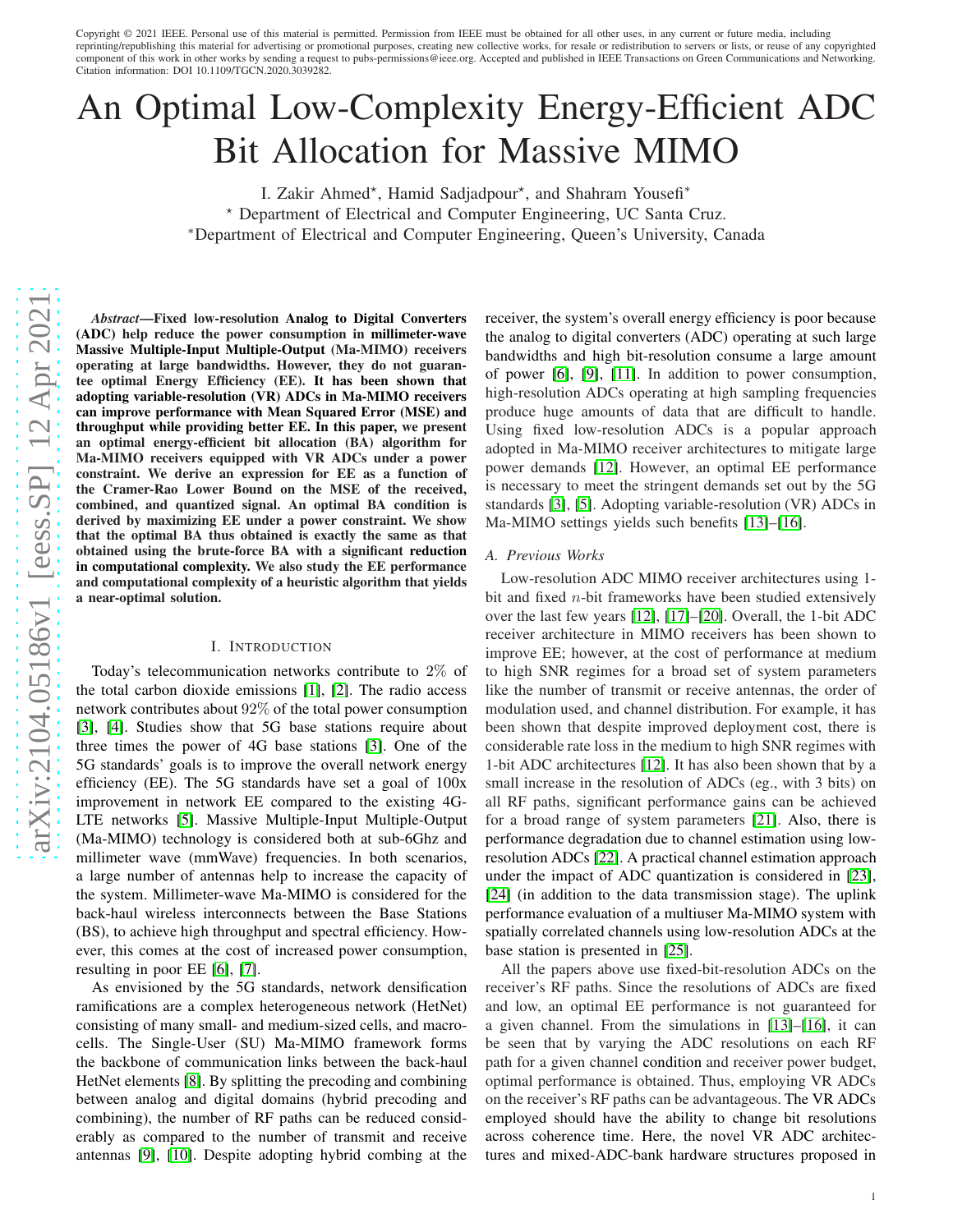Copyright © 2021 IEEE. Personal use of this material is permitted. Permission from IEEE must be obtained for all other uses, in any current or future media, including reprinting/republishing this material for advertising or promotional purposes, creating new collective works, for resale or redistribution to servers or lists, or reuse of any copyrighted component of this work in other works by sending a request to pubs-permissions@ieee.org. Accepted and published in IEEE Transactions on Green Communications and Networking. Citation information: DOI 10.1109/TGCN.2020.3039282.

# An Optimal Low-Complexity Energy-Efficient ADC Bit Allocation for Massive MIMO

I. Zakir Ahmed*, Hamid Sadjadpour*, and Shahram Yousefi*

* Department of Electrical and Computer Engineering, UC Santa Cruz.

*Department of Electrical and Computer Engineering, Queen's University, Canada

***Abstract*—Fixed low-resolution Analog to Digital Converters (ADC) help reduce the power consumption in millimeter-wave Massive Multiple-Input Multiple-Output (Ma-MIMO) receivers operating at large bandwidths. However, they do not guarantee optimal Energy Efficiency (EE). It has been shown that adopting variable-resolution (VR) ADCs in Ma-MIMO receivers can improve performance with Mean Squared Error (MSE) and throughput while providing better EE. In this paper, we present an optimal energy-efficient bit allocation (BA) algorithm for Ma-MIMO receivers equipped with VR ADCs under a power constraint. We derive an expression for EE as a function of the Cramer-Rao Lower Bound on the MSE of the received, combined, and quantized signal. An optimal BA condition is derived by maximizing EE under a power constraint. We show that the optimal BA thus obtained is exactly the same as that obtained using the brute-force BA with a significant reduction in computational complexity. We also study the EE performance and computational complexity of a heuristic algorithm that yields a near-optimal solution.**

## I. Introduction

Today's telecommunication networks contribute to $2\%$ of the total carbon dioxide emissions [1], [2]. The radio access network contributes about $92\%$ of the total power consumption [3], [4]. Studies show that 5G base stations require about three times the power of 4G base stations [3]. One of the 5G standards' goals is to improve the overall network energy efficiency (EE). The 5G standards have set a goal of 100x improvement in network EE compared to the existing 4G-LTE networks [5]. Massive Multiple-Input Multiple-Output (Ma-MIMO) technology is considered both at sub-6Ghz and millimeter wave (mmWave) frequencies. In both scenarios, a large number of antennas help to increase the capacity of the system. Millimeter-wave Ma-MIMO is considered for the back-haul wireless interconnects between the Base Stations (BS), to achieve high throughput and spectral efficiency. However, this comes at the cost of increased power consumption, resulting in poor EE [6], [7].

As envisioned by the 5G standards, network densification ramifications are a complex heterogeneous network (HetNet) consisting of many small- and medium-sized cells, and macro-cells. The Single-User (SU) Ma-MIMO framework forms the backbone of communication links between the back-haul HetNet elements [8]. By splitting the precoding and combining between analog and digital domains (hybrid precoding and combining), the number of RF paths can be reduced considerably as compared to the number of transmit and receive antennas [9], [10]. Despite adopting hybrid combing at the receiver, the system's overall energy efficiency is poor because the analog to digital converters (ADC) operating at such large bandwidths and high bit-resolution consume a large amount of power [6], [9], [11]. In addition to power consumption, high-resolution ADCs operating at high sampling frequencies produce huge amounts of data that are difficult to handle. Using fixed low-resolution ADCs is a popular approach adopted in Ma-MIMO receiver architectures to mitigate large power demands [12]. However, an optimal EE performance is necessary to meet the stringent demands set out by the 5G standards [3], [5]. Adopting variable-resolution (VR) ADCs in Ma-MIMO settings yields such benefits [13]–[16].

### A. Previous Works

Low-resolution ADC MIMO receiver architectures using 1-bit and fixed $n$-bit frameworks have been studied extensively over the last few years [12], [17]–[20]. Overall, the 1-bit ADC receiver architecture in MIMO receivers has been shown to improve EE; however, at the cost of performance at medium to high SNR regimes for a broad set of system parameters like the number of transmit or receive antennas, the order of modulation used, and channel distribution. For example, it has been shown that despite improved deployment cost, there is considerable rate loss in the medium to high SNR regimes with 1-bit ADC architectures [12]. It has also been shown that by a small increase in the resolution of ADCs (eg., with 3 bits) on all RF paths, significant performance gains can be achieved for a broad range of system parameters [21]. Also, there is performance degradation due to channel estimation using low-resolution ADCs [22]. A practical channel estimation approach under the impact of ADC quantization is considered in [23], [24] (in addition to the data transmission stage). The uplink performance evaluation of a multiuser Ma-MIMO system with spatially correlated channels using low-resolution ADCs at the base station is presented in [25].

All the papers above use fixed-bit-resolution ADCs on the receiver's RF paths. Since the resolutions of ADCs are fixed and low, an optimal EE performance is not guaranteed for a given channel. From the simulations in [13]–[16], it can be seen that by varying the ADC resolutions on each RF path for a given channel condition and receiver power budget, optimal performance is obtained. Thus, employing VR ADCs on the receiver's RF paths can be advantageous. The VR ADCs employed should have the ability to change bit resolutions across coherence time. Here, the novel VR ADC architectures and mixed-ADC-bank hardware structures proposed in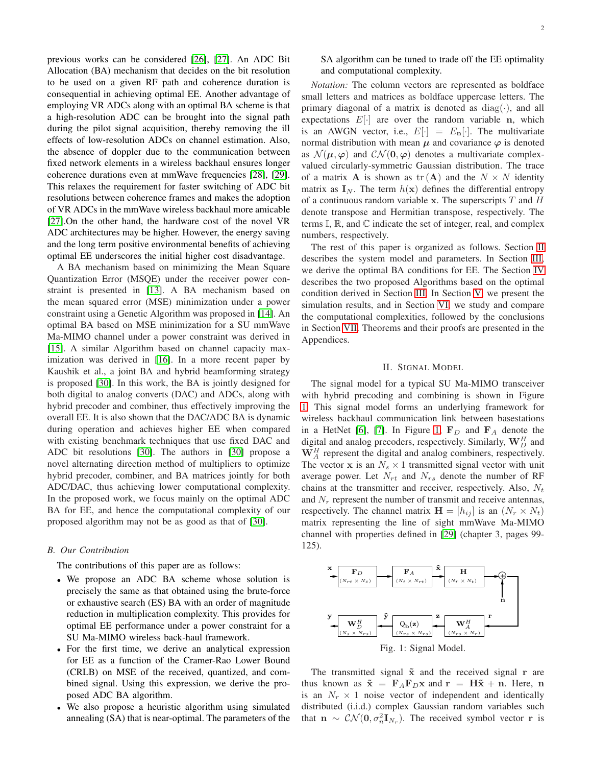previous works can be considered [26], [27]. An ADC Bit Allocation (BA) mechanism that decides on the bit resolution to be used on a given RF path and coherence duration is consequential in achieving optimal EE. Another advantage of employing VR ADCs along with an optimal BA scheme is that a high-resolution ADC can be brought into the signal path during the pilot signal acquisition, thereby removing the ill effects of low-resolution ADCs on channel estimation. Also, the absence of doppler due to the communication between fixed network elements in a wireless backhaul ensures longer coherence durations even at mmWave frequencies [28], [29]. This relaxes the requirement for faster switching of ADC bit resolutions between coherence frames and makes the adoption of VR ADCs in the mmWave wireless backhaul more amicable [27].On the other hand, the hardware cost of the novel VR ADC architectures may be higher. However, the energy saving and the long term positive environmental benefits of achieving optimal EE underscores the initial higher cost disadvantage.

A BA mechanism based on minimizing the Mean Square Quantization Error (MSQE) under the receiver power constraint is presented in [13]. A BA mechanism based on the mean squared error (MSE) minimization under a power constraint using a Genetic Algorithm was proposed in [14]. An optimal BA based on MSE minimization for a SU mmWave Ma-MIMO channel under a power constraint was derived in [15]. A similar Algorithm based on channel capacity maximization was derived in [16]. In a more recent paper by Kaushik et al., a joint BA and hybrid beamforming strategy is proposed [30]. In this work, the BA is jointly designed for both digital to analog converts (DAC) and ADCs, along with hybrid precoder and combiner, thus effectively improving the overall EE. It is also shown that the DAC/ADC BA is dynamic during operation and achieves higher EE when compared with existing benchmark techniques that use fixed DAC and ADC bit resolutions [30]. The authors in [30] propose a novel alternating direction method of multipliers to optimize hybrid precoder, combiner, and BA matrices jointly for both ADC/DAC, thus achieving lower computational complexity. In the proposed work, we focus mainly on the optimal ADC BA for EE, and hence the computational complexity of our proposed algorithm may not be as good as that of [30].

### B. Our Contribution

The contributions of this paper are as follows:

- We propose an ADC BA scheme whose solution is precisely the same as that obtained using the brute-force or exhaustive search (ES) BA with an order of magnitude reduction in multiplication complexity. This provides for optimal EE performance under a power constraint for a SU Ma-MIMO wireless back-haul framework.
- For the first time, we derive an analytical expression for EE as a function of the Cramer-Rao Lower Bound (CRLB) on MSE of the received, quantized, and combined signal. Using this expression, we derive the proposed ADC BA algorithm.
- We also propose a heuristic algorithm using simulated annealing (SA) that is near-optimal. The parameters of the SA algorithm can be tuned to trade off the EE optimality and computational complexity.

*Notation:* The column vectors are represented as boldface small letters and matrices as boldface uppercase letters. The primary diagonal of a matrix is denoted as $\mathrm{diag}(\cdot)$, and all expectations $E[\cdot]$ are over the random variable $\mathbf{n}$, which is an AWGN vector, i.e., $E[\cdot] = E_{\mathbf{n}}[\cdot]$. The multivariate normal distribution with mean $\boldsymbol{\mu}$ and covariance $\boldsymbol{\varphi}$ is denoted as $\mathcal{N}(\boldsymbol{\mu}, \boldsymbol{\varphi})$ and $\mathcal{CN}(\mathbf{0}, \boldsymbol{\varphi})$ denotes a multivariate complex-valued circularly-symmetric Gaussian distribution. The trace of a matrix $\mathbf{A}$ is shown as $\mathrm{tr}(\mathbf{A})$ and the $N \times N$ identity matrix as $\mathbf{I}_N$. The term $h(\mathbf{x})$ defines the differential entropy of a continuous random variable $\mathbf{x}$. The superscripts $T$ and $H$ denote transpose and Hermitian transpose, respectively. The terms $\mathbb{I}$, $\mathbb{R}$, and $\mathbb{C}$ indicate the set of integer, real, and complex numbers, respectively.

The rest of this paper is organized as follows. Section II describes the system model and parameters. In Section III, we derive the optimal BA conditions for EE. The Section IV describes the two proposed Algorithms based on the optimal condition derived in Section III. In Section V, we present the simulation results, and in Section VI, we study and compare the computational complexities, followed by the conclusions in Section VII. Theorems and their proofs are presented in the Appendices.

## II. Signal Model

The signal model for a typical SU Ma-MIMO transceiver with hybrid precoding and combining is shown in Figure 1. This signal model forms an underlying framework for wireless backhaul communication link between basestations in a HetNet [6], [7]. In Figure 1, $\mathbf{F}_D$ and $\mathbf{F}_A$ denote the digital and analog precoders, respectively. Similarly, $\mathbf{W}_D^H$ and $\mathbf{W}_A^H$ represent the digital and analog combiners, respectively. The vector $\mathbf{x}$ is an $N_s \times 1$ transmitted signal vector with unit average power. Let $N_{rt}$ and $N_{rs}$ denote the number of RF chains at the transmitter and receiver, respectively. Also, $N_t$ and $N_r$ represent the number of transmit and receive antennas, respectively. The channel matrix $\mathbf{H} = [h_{ij}]$ is an $(N_r \times N_t)$ matrix representing the line of sight mmWave Ma-MIMO channel with properties defined in [29] (chapter 3, pages 99-125).

Fig. 1: Signal Model.

The transmitted signal $\tilde{\mathbf{x}}$ and the received signal $\mathbf{r}$ are thus known as $\tilde{\mathbf{x}} = \mathbf{F}_A\mathbf{F}_D\mathbf{x}$ and $\mathbf{r} = \mathbf{H}\tilde{\mathbf{x}} + \mathbf{n}$. Here, $\mathbf{n}$ is an $N_r \times 1$ noise vector of independent and identically distributed (i.i.d.) complex Gaussian random variables such that $\mathbf{n} \sim \mathcal{CN}(\mathbf{0}, \sigma_n^2\mathbf{I}_{N_r})$. The received symbol vector $\mathbf{r}$ is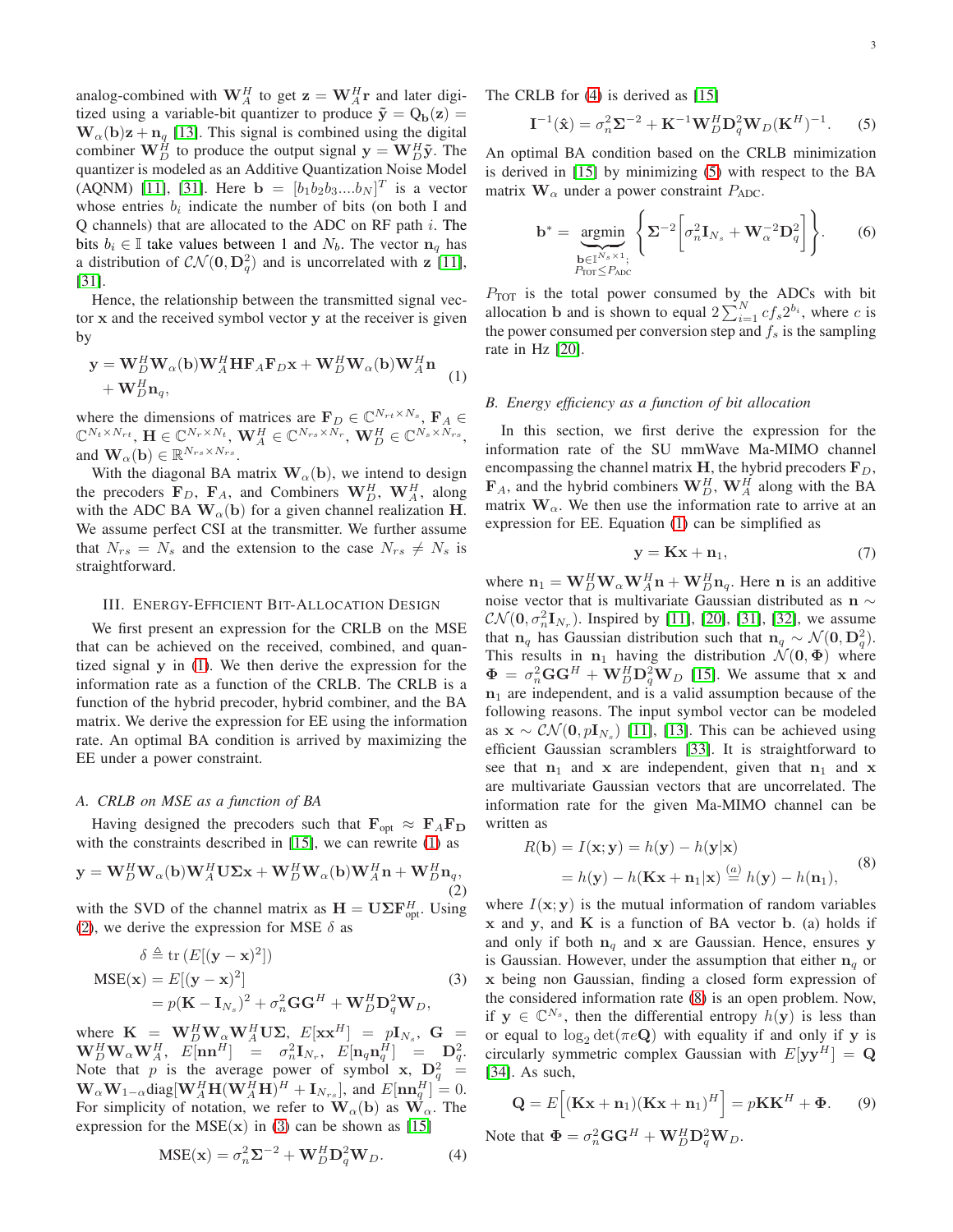analog-combined with $\mathbf{W}_A^H$ to get $\mathbf{z} = \mathbf{W}_A^H\mathbf{r}$ and later digitized using a variable-bit quantizer to produce $\tilde{\mathbf{y}} = \text{Q}_{\mathbf{b}}(\mathbf{z}) = \mathbf{W}_\alpha(\mathbf{b})\mathbf{z} + \mathbf{n}_q$ [13]. This signal is combined using the digital combiner $\mathbf{W}_D^H$ to produce the output signal $\mathbf{y} = \mathbf{W}_D^H\tilde{\mathbf{y}}$. The quantizer is modeled as an Additive Quantization Noise Model (AQNM) [11], [31]. Here $\mathbf{b} = [b_1b_2b_3....b_N]^T$ is a vector whose entries $b_i$ indicate the number of bits (on both I and Q channels) that are allocated to the ADC on RF path $i$. The bits $b_i \in \mathbb{I}$ take values between 1 and $N_b$. The vector $\mathbf{n}_q$ has a distribution of $\mathcal{CN}(\mathbf{0}, \mathbf{D}_q^2)$ and is uncorrelated with $\mathbf{z}$ [11], [31].

Hence, the relationship between the transmitted signal vector $\mathbf{x}$ and the received symbol vector $\mathbf{y}$ at the receiver is given by

$$
\begin{aligned}
\mathbf{y} = \mathbf{W}_D^H\mathbf{W}_\alpha(\mathbf{b})\mathbf{W}_A^H\mathbf{H}\mathbf{F}_A\mathbf{F}_D\mathbf{x} + \mathbf{W}_D^H\mathbf{W}_\alpha(\mathbf{b})\mathbf{W}_A^H\mathbf{n} \\
+ \mathbf{W}_D^H\mathbf{n}_q,
\end{aligned}
\tag{1}
$$

where the dimensions of matrices are $\mathbf{F}_D \in \mathbb{C}^{N_{rt}\times N_s}$, $\mathbf{F}_A \in \mathbb{C}^{N_t\times N_{rt}}$, $\mathbf{H} \in \mathbb{C}^{N_r\times N_t}$, $\mathbf{W}_A^H \in \mathbb{C}^{N_{rs}\times N_r}$, $\mathbf{W}_D^H \in \mathbb{C}^{N_s\times N_{rs}}$, and $\mathbf{W}_\alpha(\mathbf{b}) \in \mathbb{R}^{N_{rs}\times N_{rs}}$.

With the diagonal BA matrix $\mathbf{W}_\alpha(\mathbf{b})$, we intend to design the precoders $\mathbf{F}_D$, $\mathbf{F}_A$, and Combiners $\mathbf{W}_D^H$, $\mathbf{W}_A^H$, along with the ADC BA $\mathbf{W}_\alpha(\mathbf{b})$ for a given channel realization $\mathbf{H}$. We assume perfect CSI at the transmitter. We further assume that $N_{rs} = N_s$ and the extension to the case $N_{rs} \neq N_s$ is straightforward.

## III. Energy-Efficient Bit-Allocation Design

We first present an expression for the CRLB on the MSE that can be achieved on the received, combined, and quantized signal $\mathbf{y}$ in (1). We then derive the expression for the information rate as a function of the CRLB. The CRLB is a function of the hybrid precoder, hybrid combiner, and the BA matrix. We derive the expression for EE using the information rate. An optimal BA condition is arrived by maximizing the EE under a power constraint.

### A. CRLB on MSE as a function of BA

Having designed the precoders such that $\mathbf{F}_{\text{opt}} \approx \mathbf{F}_A\mathbf{F}_\mathbf{D}$ with the constraints described in [15], we can rewrite (1) as

$$
\mathbf{y} = \mathbf{W}_D^H\mathbf{W}_\alpha(\mathbf{b})\mathbf{W}_A^H\mathbf{U}\boldsymbol{\Sigma}\mathbf{x} + \mathbf{W}_D^H\mathbf{W}_\alpha(\mathbf{b})\mathbf{W}_A^H\mathbf{n} + \mathbf{W}_D^H\mathbf{n}_q,
\tag{2}
$$

with the SVD of the channel matrix as $\mathbf{H} = \mathbf{U}\boldsymbol{\Sigma}\mathbf{F}_{\text{opt}}^H$. Using (2), we derive the expression for MSE $\delta$ as

$$
\begin{aligned}
\delta &\triangleq \text{tr}\left(E[(\mathbf{y}-\mathbf{x})^2]\right) \\
\text{MSE}(\mathbf{x}) &= E[(\mathbf{y}-\mathbf{x})^2] \\
&= p(\mathbf{K} - \mathbf{I}_{N_s})^2 + \sigma_n^2\mathbf{G}\mathbf{G}^H + \mathbf{W}_D^H\mathbf{D}_q^2\mathbf{W}_D,
\end{aligned}
\tag{3}
$$

where $\mathbf{K} = \mathbf{W}_D^H\mathbf{W}_\alpha\mathbf{W}_A^H\mathbf{U}\boldsymbol{\Sigma}$, $E[\mathbf{x}\mathbf{x}^H] = p\mathbf{I}_{N_s}$, $\mathbf{G} = \mathbf{W}_D^H\mathbf{W}_\alpha\mathbf{W}_A^H$, $E[\mathbf{n}\mathbf{n}^H] = \sigma_n^2\mathbf{I}_{N_r}$, $E[\mathbf{n}_q\mathbf{n}_q^H] = \mathbf{D}_q^2$. Note that $p$ is the average power of symbol $\mathbf{x}$, $\mathbf{D}_q^2 = \mathbf{W}_\alpha\mathbf{W}_{1-\alpha}\text{diag}[\mathbf{W}_A^H\mathbf{H}(\mathbf{W}_A^H\mathbf{H})^H + \mathbf{I}_{N_{rs}}]$, and $E[\mathbf{n}\mathbf{n}_q^H] = 0$. For simplicity of notation, we refer to $\mathbf{W}_\alpha(\mathbf{b})$ as $\mathbf{W}_\alpha$. The expression for the MSE($\mathbf{x}$) in (3) can be shown as [15]

$$
\text{MSE}(\mathbf{x}) = \sigma_n^2\boldsymbol{\Sigma}^{-2} + \mathbf{W}_D^H\mathbf{D}_q^2\mathbf{W}_D.
\tag{4}
$$

The CRLB for (4) is derived as [15]

$$
\mathbf{I}^{-1}(\hat{\mathbf{x}}) = \sigma_n^2\boldsymbol{\Sigma}^{-2} + \mathbf{K}^{-1}\mathbf{W}_D^H\mathbf{D}_q^2\mathbf{W}_D(\mathbf{K}^H)^{-1}.
\tag{5}
$$

An optimal BA condition based on the CRLB minimization is derived in [15] by minimizing (5) with respect to the BA matrix $\mathbf{W}_\alpha$ under a power constraint $P_{\text{ADC}}$.

$$
\mathbf{b}^* = \underbrace{\text{argmin}}_{\substack{\mathbf{b}\in\mathbb{I}^{N_s\times 1};\\ P_{\text{TOT}}\leq P_{\text{ADC}}}} \left\{\boldsymbol{\Sigma}^{-2}\left[\sigma_n^2\mathbf{I}_{N_s} + \mathbf{W}_\alpha^{-2}\mathbf{D}_q^2\right]\right\}.
\tag{6}
$$

$P_{\text{TOT}}$ is the total power consumed by the ADCs with bit allocation $\mathbf{b}$ and is shown to equal $2\sum_{i=1}^{N} cf_s2^{b_i}$, where $c$ is the power consumed per conversion step and $f_s$ is the sampling rate in Hz [20].

### B. Energy efficiency as a function of bit allocation

In this section, we first derive the expression for the information rate of the SU mmWave Ma-MIMO channel encompassing the channel matrix $\mathbf{H}$, the hybrid precoders $\mathbf{F}_D$, $\mathbf{F}_A$, and the hybrid combiners $\mathbf{W}_D^H$, $\mathbf{W}_A^H$ along with the BA matrix $\mathbf{W}_\alpha$. We then use the information rate to arrive at an expression for EE. Equation (1) can be simplified as

$$
\mathbf{y} = \mathbf{K}\mathbf{x} + \mathbf{n}_1,
\tag{7}
$$

where $\mathbf{n}_1 = \mathbf{W}_D^H\mathbf{W}_\alpha\mathbf{W}_A^H\mathbf{n} + \mathbf{W}_D^H\mathbf{n}_q$. Here $\mathbf{n}$ is an additive noise vector that is multivariate Gaussian distributed as $\mathbf{n} \sim \mathcal{CN}(\mathbf{0}, \sigma_n^2\mathbf{I}_{N_r})$. Inspired by [11], [20], [31], [32], we assume that $\mathbf{n}_q$ has Gaussian distribution such that $\mathbf{n}_q \sim \mathcal{N}(\mathbf{0}, \mathbf{D}_q^2)$. This results in $\mathbf{n}_1$ having the distribution $\mathcal{N}(\mathbf{0}, \boldsymbol{\Phi})$ where $\boldsymbol{\Phi} = \sigma_n^2\mathbf{G}\mathbf{G}^H + \mathbf{W}_D^H\mathbf{D}_q^2\mathbf{W}_D$ [15]. We assume that $\mathbf{x}$ and $\mathbf{n}_1$ are independent, and is a valid assumption because of the following reasons. The input symbol vector can be modeled as $\mathbf{x} \sim \mathcal{CN}(\mathbf{0}, p\mathbf{I}_{N_s})$ [11], [13]. This can be achieved using efficient Gaussian scramblers [33]. It is straightforward to see that $\mathbf{n}_1$ and $\mathbf{x}$ are independent, given that $\mathbf{n}_1$ and $\mathbf{x}$ are multivariate Gaussian vectors that are uncorrelated. The information rate for the given Ma-MIMO channel can be written as

$$
\begin{aligned}
R(\mathbf{b}) &= I(\mathbf{x};\mathbf{y}) = h(\mathbf{y}) - h(\mathbf{y}|\mathbf{x}) \\
&= h(\mathbf{y}) - h(\mathbf{K}\mathbf{x} + \mathbf{n}_1|\mathbf{x}) \overset{(a)}{=} h(\mathbf{y}) - h(\mathbf{n}_1),
\end{aligned}
\tag{8}
$$

where $I(\mathbf{x};\mathbf{y})$ is the mutual information of random variables $\mathbf{x}$ and $\mathbf{y}$, and $\mathbf{K}$ is a function of BA vector $\mathbf{b}$. (a) holds if and only if both $\mathbf{n}_q$ and $\mathbf{x}$ are Gaussian. Hence, ensures $\mathbf{y}$ is Gaussian. However, under the assumption that either $\mathbf{n}_q$ or $\mathbf{x}$ being non Gaussian, finding a closed form expression of the considered information rate (8) is an open problem. Now, if $\mathbf{y} \in \mathbb{C}^{N_s}$, then the differential entropy $h(\mathbf{y})$ is less than or equal to $\log_2\det(\pi e\mathbf{Q})$ with equality if and only if $\mathbf{y}$ is circularly symmetric complex Gaussian with $E[\mathbf{y}\mathbf{y}^H] = \mathbf{Q}$ [34]. As such,

$$
\mathbf{Q} = E\Big[(\mathbf{K}\mathbf{x} + \mathbf{n}_1)(\mathbf{K}\mathbf{x} + \mathbf{n}_1)^H\Big] = p\mathbf{K}\mathbf{K}^H + \boldsymbol{\Phi}.
\tag{9}
$$

Note that $\boldsymbol{\Phi} = \sigma_n^2\mathbf{G}\mathbf{G}^H + \mathbf{W}_D^H\mathbf{D}_q^2\mathbf{W}_D$.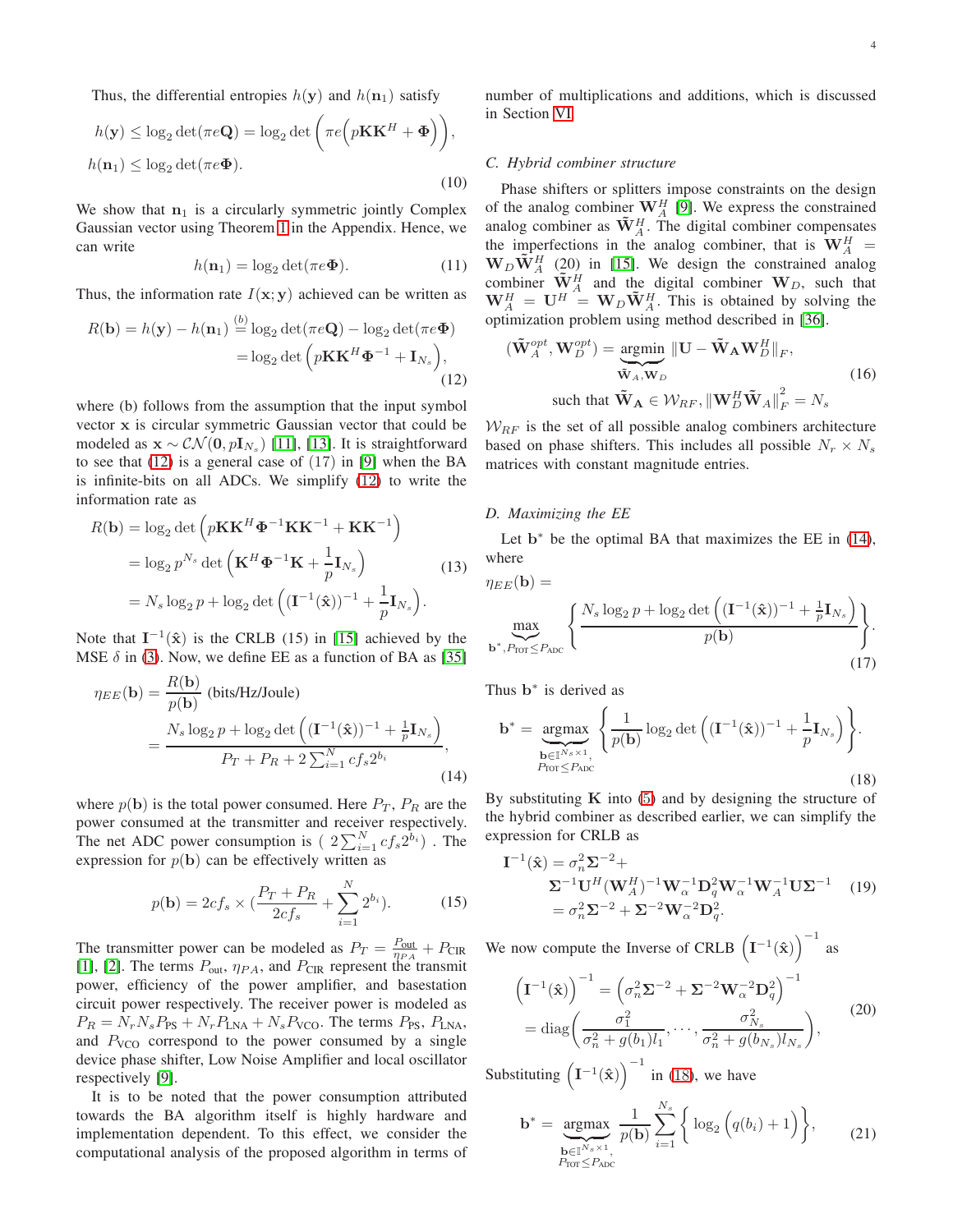Thus, the differential entropies $h(\mathbf{y})$ and $h(\mathbf{n}_1)$ satisfy

$$
\begin{aligned}
h(\mathbf{y}) &\leq \log_2 \det(\pi e \mathbf{Q}) = \log_2 \det\left(\pi e \Big(p\mathbf{K}\mathbf{K}^H + \mathbf{\Phi}\Big)\right), \\
h(\mathbf{n}_1) &\leq \log_2 \det(\pi e \mathbf{\Phi}).
\end{aligned} \tag{10}
$$

We show that $\mathbf{n}_1$ is a circularly symmetric jointly Complex Gaussian vector using Theorem 1 in the Appendix. Hence, we can write

$$
h(\mathbf{n}_1) = \log_2 \det(\pi e \mathbf{\Phi}). \tag{11}
$$

Thus, the information rate $I(\mathbf{x};\mathbf{y})$ achieved can be written as

$$
\begin{aligned}
R(\mathbf{b}) = h(\mathbf{y}) - h(\mathbf{n}_1) &\overset{(b)}{=} \log_2 \det(\pi e \mathbf{Q}) - \log_2 \det(\pi e \mathbf{\Phi}) \\
&= \log_2 \det\Big(p\mathbf{K}\mathbf{K}^H\mathbf{\Phi}^{-1} + \mathbf{I}_{N_s}\Big),
\end{aligned} \tag{12}
$$

where (b) follows from the assumption that the input symbol vector $\mathbf{x}$ is circular symmetric Gaussian vector that could be modeled as $\mathbf{x} \sim \mathcal{CN}(\mathbf{0}, p\mathbf{I}_{N_s})$ [11], [13]. It is straightforward to see that (12) is a general case of (17) in [9] when the BA is infinite-bits on all ADCs. We simplify (12) to write the information rate as

$$
\begin{aligned}
R(\mathbf{b}) &= \log_2 \det\Big(p\mathbf{K}\mathbf{K}^H\mathbf{\Phi}^{-1}\mathbf{K}\mathbf{K}^{-1} + \mathbf{K}\mathbf{K}^{-1}\Big) \\
&= \log_2 p^{N_s} \det\Big(\mathbf{K}^H\mathbf{\Phi}^{-1}\mathbf{K} + \frac{1}{p}\mathbf{I}_{N_s}\Big) \\
&= N_s \log_2 p + \log_2 \det\Big((\mathbf{I}^{-1}(\hat{\mathbf{x}}))^{-1} + \frac{1}{p}\mathbf{I}_{N_s}\Big).
\end{aligned} \tag{13}
$$

Note that $\mathbf{I}^{-1}(\hat{\mathbf{x}})$ is the CRLB (15) in [15] achieved by the MSE $\delta$ in (3). Now, we define EE as a function of BA as [35]

$$
\begin{aligned}
\eta_{EE}(\mathbf{b}) &= \frac{R(\mathbf{b})}{p(\mathbf{b})} \text{ (bits/Hz/Joule)} \\
&= \frac{N_s \log_2 p + \log_2 \det\Big((\mathbf{I}^{-1}(\hat{\mathbf{x}}))^{-1} + \frac{1}{p}\mathbf{I}_{N_s}\Big)}{P_T + P_R + 2\sum_{i=1}^{N} c f_s 2^{b_i}},
\end{aligned} \tag{14}
$$

where $p(\mathbf{b})$ is the total power consumed. Here $P_T$, $P_R$ are the power consumed at the transmitter and receiver respectively. The net ADC power consumption is $\left(2\sum_{i=1}^{N} c f_s 2^{b_i}\right)$. The expression for $p(\mathbf{b})$ can be effectively written as

$$
p(\mathbf{b}) = 2cf_s \times \Big(\frac{P_T + P_R}{2cf_s} + \sum_{i=1}^{N} 2^{b_i}\Big). \tag{15}
$$

The transmitter power can be modeled as $P_T = \frac{P_{\text{out}}}{\eta_{PA}} + P_{\text{CIR}}$ [1], [2]. The terms $P_{\text{out}}$, $\eta_{PA}$, and $P_{\text{CIR}}$ represent the transmit power, efficiency of the power amplifier, and basestation circuit power respectively. The receiver power is modeled as $P_R = N_r N_s P_{\text{PS}} + N_r P_{\text{LNA}} + N_s P_{\text{VCO}}$. The terms $P_{\text{PS}}$, $P_{\text{LNA}}$, and $P_{\text{VCO}}$ correspond to the power consumed by a single device phase shifter, Low Noise Amplifier and local oscillator respectively [9].

It is to be noted that the power consumption attributed towards the BA algorithm itself is highly hardware and implementation dependent. To this effect, we consider the computational analysis of the proposed algorithm in terms of number of multiplications and additions, which is discussed in Section VI.

### C. Hybrid combiner structure

Phase shifters or splitters impose constraints on the design of the analog combiner $\mathbf{W}_A^H$ [9]. We express the constrained analog combiner as $\tilde{\mathbf{W}}_A^H$. The digital combiner compensates the imperfections in the analog combiner, that is $\mathbf{W}_A^H = \mathbf{W}_D\tilde{\mathbf{W}}_A^H$ (20) in [15]. We design the constrained analog combiner $\tilde{\mathbf{W}}_A^H$ and the digital combiner $\mathbf{W}_D$, such that $\mathbf{W}_A^H = \mathbf{U}^H = \mathbf{W}_D\tilde{\mathbf{W}}_A^H$. This is obtained by solving the optimization problem using method described in [36].

$$
\begin{aligned}
(\tilde{\mathbf{W}}_A^{opt}, \mathbf{W}_D^{opt}) &= \underbrace{\operatorname{argmin}}_{\tilde{\mathbf{W}}_A, \mathbf{W}_D} \|\mathbf{U} - \tilde{\mathbf{W}}_{\mathbf{A}}\mathbf{W}_D^H\|_F, \\
&\text{such that } \tilde{\mathbf{W}}_{\mathbf{A}} \in \mathcal{W}_{RF}, \|\mathbf{W}_D^H\tilde{\mathbf{W}}_A\|_F^2 = N_s
\end{aligned} \tag{16}
$$

$\mathcal{W}_{RF}$ is the set of all possible analog combiners architecture based on phase shifters. This includes all possible $N_r \times N_s$ matrices with constant magnitude entries.

### D. Maximizing the EE

Let $\mathbf{b}^*$ be the optimal BA that maximizes the EE in (14), where

$$
\eta_{EE}(\mathbf{b}) = \underbrace{\max}_{\mathbf{b}^*, P_{\text{TOT}} \leq P_{\text{ADC}}} \left\{ \frac{N_s \log_2 p + \log_2 \det\Big((\mathbf{I}^{-1}(\hat{\mathbf{x}}))^{-1} + \frac{1}{p}\mathbf{I}_{N_s}\Big)}{p(\mathbf{b})} \right\}. \tag{17}
$$

Thus $\mathbf{b}^*$ is derived as

$$
\mathbf{b}^* = \underbrace{\operatorname{argmax}}_{\substack{\mathbf{b} \in \mathbb{I}^{N_s \times 1}, \\ P_{\text{TOT}} \leq P_{\text{ADC}}}} \left\{ \frac{1}{p(\mathbf{b})} \log_2 \det\Big((\mathbf{I}^{-1}(\hat{\mathbf{x}}))^{-1} + \frac{1}{p}\mathbf{I}_{N_s}\Big) \right\}. \tag{18}
$$

By substituting $\mathbf{K}$ into (5) and by designing the structure of the hybrid combiner as described earlier, we can simplify the expression for CRLB as

$$
\begin{aligned}
\mathbf{I}^{-1}(\hat{\mathbf{x}}) &= \sigma_n^2 \mathbf{\Sigma}^{-2} + \\
&\quad \mathbf{\Sigma}^{-1}\mathbf{U}^H(\mathbf{W}_A^H)^{-1}\mathbf{W}_\alpha^{-1}\mathbf{D}_q^2\mathbf{W}_\alpha^{-1}\mathbf{W}_A^{-1}\mathbf{U}\mathbf{\Sigma}^{-1} \\
&= \sigma_n^2 \mathbf{\Sigma}^{-2} + \mathbf{\Sigma}^{-2}\mathbf{W}_\alpha^{-2}\mathbf{D}_q^2.
\end{aligned} \tag{19}
$$

We now compute the Inverse of CRLB $\Big(\mathbf{I}^{-1}(\hat{\mathbf{x}})\Big)^{-1}$ as

$$
\begin{aligned}
\Big(\mathbf{I}^{-1}(\hat{\mathbf{x}})\Big)^{-1} &= \Big(\sigma_n^2 \mathbf{\Sigma}^{-2} + \mathbf{\Sigma}^{-2}\mathbf{W}_\alpha^{-2}\mathbf{D}_q^2\Big)^{-1} \\
&= \operatorname{diag}\Big(\frac{\sigma_1^2}{\sigma_n^2 + g(b_1)l_1}, \cdots, \frac{\sigma_{N_s}^2}{\sigma_n^2 + g(b_{N_s})l_{N_s}}\Big),
\end{aligned} \tag{20}
$$

Substituting $\Big(\mathbf{I}^{-1}(\hat{\mathbf{x}})\Big)^{-1}$ in (18), we have

$$
\mathbf{b}^* = \underbrace{\operatorname{argmax}}_{\substack{\mathbf{b} \in \mathbb{I}^{N_s \times 1}, \\ P_{\text{TOT}} \leq P_{\text{ADC}}}} \frac{1}{p(\mathbf{b})} \sum_{i=1}^{N_s} \Big\{ \log_2 \Big(q(b_i) + 1\Big) \Big\}, \tag{21}
$$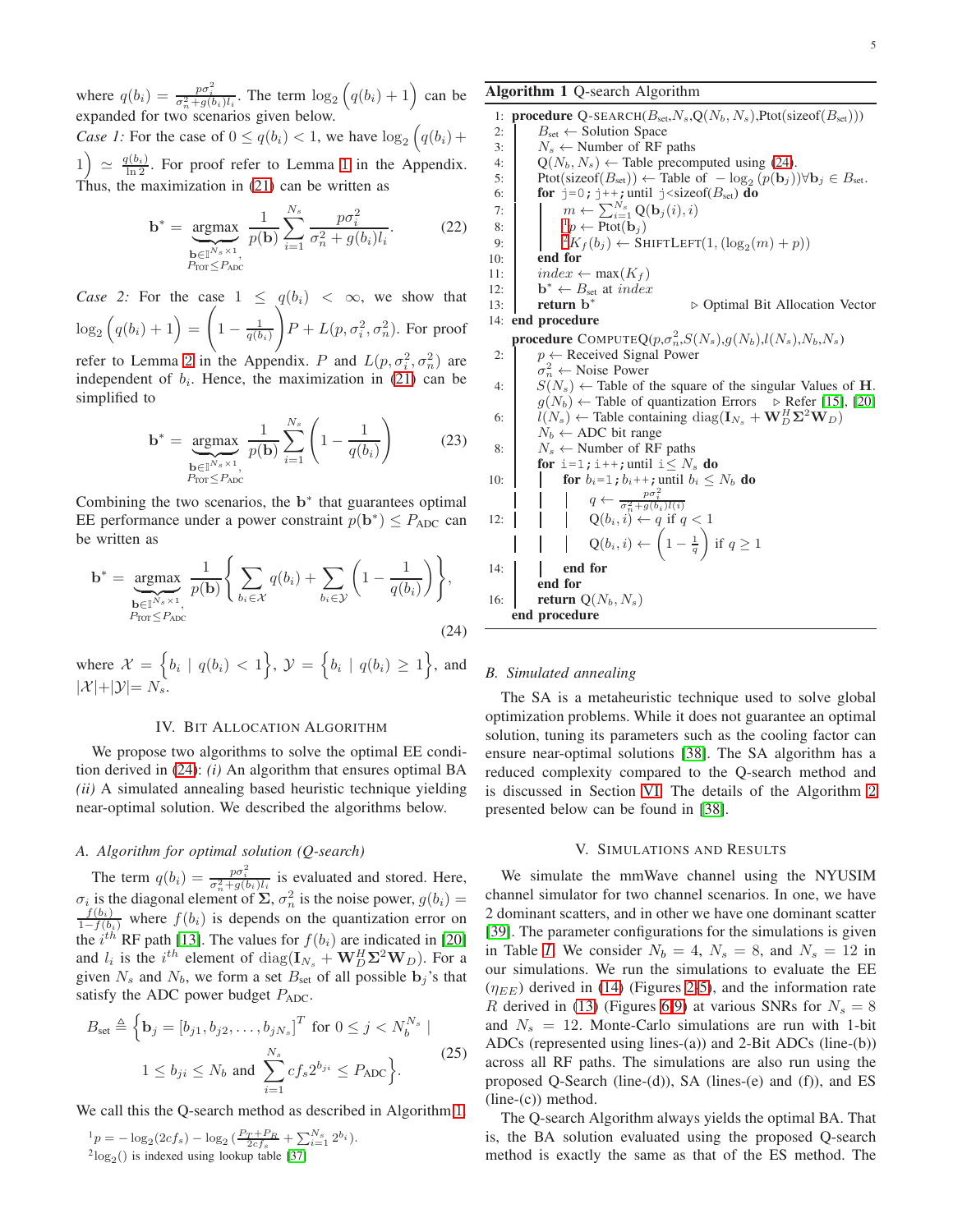where $q(b_i) = \frac{p\sigma_i^2}{\sigma_n^2 + g(b_i)l_i}$. The term $\log_2\Big(q(b_i)+1\Big)$ can be expanded for two scenarios given below.

*Case 1:* For the case of $0 \leq q(b_i) < 1$, we have $\log_2\Big(q(b_i)+1\Big) \simeq \frac{q(b_i)}{\ln 2}$. For proof refer to Lemma 1 in the Appendix. Thus, the maximization in (21) can be written as

$$\mathbf{b}^* = \underbrace{\operatorname{argmax}}_{\substack{\mathbf{b}\in\mathbb{I}^{N_s\times 1},\\ P_{\text{TOT}}\leq P_{\text{ADC}}}} \frac{1}{p(\mathbf{b})}\sum_{i=1}^{N_s}\frac{p\sigma_i^2}{\sigma_n^2+g(b_i)l_i}. \tag{22}$$

*Case 2:* For the case $1 \leq q(b_i) < \infty$, we show that $\log_2\Big(q(b_i)+1\Big) = \left(1-\frac{1}{q(b_i)}\right)P + L(p,\sigma_i^2,\sigma_n^2)$. For proof refer to Lemma 2 in the Appendix. $P$ and $L(p,\sigma_i^2,\sigma_n^2)$ are independent of $b_i$. Hence, the maximization in (21) can be simplified to

$$\mathbf{b}^* = \underbrace{\operatorname{argmax}}_{\substack{\mathbf{b}\in\mathbb{I}^{N_s\times 1},\\ P_{\text{TOT}}\leq P_{\text{ADC}}}} \frac{1}{p(\mathbf{b})}\sum_{i=1}^{N_s}\left(1-\frac{1}{q(b_i)}\right) \tag{23}$$

Combining the two scenarios, the $\mathbf{b}^*$ that guarantees optimal EE performance under a power constraint $p(\mathbf{b}^*) \leq P_{\text{ADC}}$ can be written as

$$\mathbf{b}^* = \underbrace{\operatorname{argmax}}_{\substack{\mathbf{b}\in\mathbb{I}^{N_s\times 1},\\ P_{\text{TOT}}\leq P_{\text{ADC}}}} \frac{1}{p(\mathbf{b})}\left\{\sum_{b_i\in\mathcal{X}} q(b_i) + \sum_{b_i\in\mathcal{Y}}\left(1-\frac{1}{q(b_i)}\right)\right\}, \tag{24}$$

where $\mathcal{X} = \Big\{b_i \mid q(b_i) < 1\Big\}$, $\mathcal{Y} = \Big\{b_i \mid q(b_i) \geq 1\Big\}$, and $|\mathcal{X}|+|\mathcal{Y}| = N_s$.

## IV. Bit Allocation Algorithm

We propose two algorithms to solve the optimal EE condition derived in (24): *(i)* An algorithm that ensures optimal BA and *(ii)* A simulated annealing based heuristic technique yielding near-optimal solution. We described the algorithms below.

### A. Algorithm for optimal solution (Q-search)

The term $q(b_i) = \frac{p\sigma_i^2}{\sigma_n^2 + g(b_i)l_i}$ is evaluated and stored. Here, $\sigma_i$ is the diagonal element of $\mathbf{\Sigma}$, $\sigma_n^2$ is the noise power, $g(b_i) = \frac{f(b_i)}{1-f(b_i)}$ where $f(b_i)$ is depends on the quantization error on the $i^{th}$ RF path [13]. The values for $f(b_i)$ are indicated in [20] and $l_i$ is the $i^{th}$ element of $\text{diag}(\mathbf{I}_{N_s} + \mathbf{W}_D^H\mathbf{\Sigma}^2\mathbf{W}_D)$. For a given $N_s$ and $N_b$, we form a set $B_{\text{set}}$ of all possible $\mathbf{b}_j$'s that satisfy the ADC power budget $P_{\text{ADC}}$.

$$B_{\text{set}} \triangleq \Big\{\mathbf{b}_j = [b_{j1}, b_{j2}, \ldots, b_{jN_s}]^T \text{ for } 0 \leq j < N_b^{N_s} \mid 1 \leq b_{ji} \leq N_b \text{ and } \sum_{i=1}^{N_s} cf_s 2^{b_{ji}} \leq P_{\text{ADC}}\Big\}. \tag{25}$$

We call this the Q-search method as described in Algorithm 1.

[1] $p = -\log_2(2cf_s) - \log_2\left(\frac{P_T+P_R}{2cf_s} + \sum_{i=1}^{N_s} 2^{b_i}\right)$.

[2] $\log_2()$ is indexed using lookup table [37]

**Algorithm 1** Q-search Algorithm

```
1:  procedure Q-SEARCH(B_set, N_s, Q(N_b, N_s), Ptot(sizeof(B_set)))
2:      B_set ← Solution Space
3:      N_s ← Number of RF paths
4:      Q(N_b, N_s) ← Table precomputed using (24).
5:      Ptot(sizeof(B_set)) ← Table of −log_2(p(b_j)) ∀ b_j ∈ B_set.
6:      for j=0; j++; until j<sizeof(B_set) do
7:          m ← Σ_{i=1}^{N_s} Q(b_j(i), i)
8:          [1] p ← Ptot(b_j)
9:          [2] K_f(b_j) ← SHIFTLEFT(1, (log_2(m) + p))
10:     end for
11:     index ← max(K_f)
12:     b* ← B_set at index
13:     return b*                          ▷ Optimal Bit Allocation Vector
14: end procedure
    procedure COMPUTEQ(p, σ_n^2, S(N_s), g(N_b), l(N_s), N_b, N_s)
2:      p ← Received Signal Power
        σ_n^2 ← Noise Power
4:      S(N_s) ← Table of the square of the singular Values of H.
        g(N_b) ← Table of quantization Errors   ▷ Refer [15], [20]
6:      l(N_s) ← Table containing diag(I_{N_s} + W_D^H Σ^2 W_D)
        N_b ← ADC bit range
8:      N_s ← Number of RF paths
        for i=1; i++; until i≤ N_s do
10:         for b_i=1; b_i++; until b_i ≤ N_b do
                q ← pσ_i^2 / (σ_n^2 + g(b_i) l(i))
12:             Q(b_i, i) ← q if q < 1
                Q(b_i, i) ← (1 − 1/q) if q ≥ 1
14:         end for
        end for
16:     return Q(N_b, N_s)
    end procedure
```

### B. Simulated annealing

The SA is a metaheuristic technique used to solve global optimization problems. While it does not guarantee an optimal solution, tuning its parameters such as the cooling factor can ensure near-optimal solutions [38]. The SA algorithm has a reduced complexity compared to the Q-search method and is discussed in Section VI. The details of the Algorithm 2 presented below can be found in [38].

## V. Simulations and Results

We simulate the mmWave channel using the NYUSIM channel simulator for two channel scenarios. In one, we have 2 dominant scatters, and in other we have one dominant scatter [39]. The parameter configurations for the simulations is given in Table I. We consider $N_b = 4$, $N_s = 8$, and $N_s = 12$ in our simulations. We run the simulations to evaluate the EE ($\eta_{EE}$) derived in (14) (Figures 2-5), and the information rate $R$ derived in (13) (Figures 6-9) at various SNRs for $N_s = 8$ and $N_s = 12$. Monte-Carlo simulations are run with 1-bit ADCs (represented using lines-(a)) and 2-Bit ADCs (line-(b)) across all RF paths. The simulations are also run using the proposed Q-Search (line-(d)), SA (lines-(e) and (f)), and ES (line-(c)) method.

The Q-search Algorithm always yields the optimal BA. That is, the BA solution evaluated using the proposed Q-search method is exactly the same as that of the ES method. The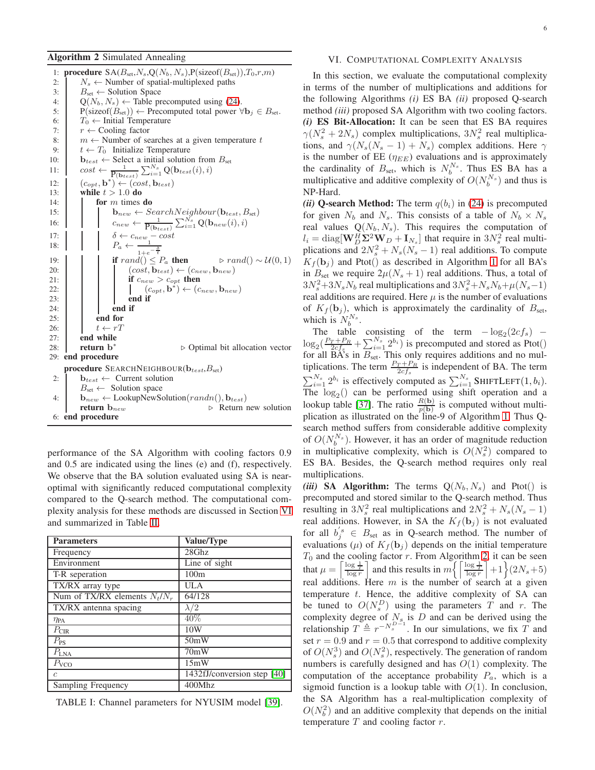**Algorithm 2** Simulated Annealing

```
 1: procedure SA(B_set, N_s, Q(N_b, N_s), P(sizeof(B_set)), T_0, r, m)
 2:     N_s ← Number of spatial-multiplexed paths
 3:     B_set ← Solution Space
 4:     Q(N_b, N_s) ← Table precomputed using (24).
 5:     P(sizeof(B_set)) ← Precomputed total power ∀b_j ∈ B_set.
 6:     T_0 ← Initial Temperature
 7:     r ← Cooling factor
 8:     m ← Number of searches at a given temperature t
 9:     t ← T_0   Initialize Temperature
10:     b_test ← Select a initial solution from B_set
11:     cost ← (1 / P(b_test)) Σ_{i=1}^{N_s} Q(b_test(i), i)
12:     (c_opt, b*) ← (cost, b_test)
13:     while t > 1.0 do
14:         for m times do
15:             b_new ← SearchNeighbour(b_test, B_set)
16:             c_new ← (1 / P(b_test)) Σ_{i=1}^{N_s} Q(b_new(i), i)
17:             δ ← c_new − cost
18:             P_a ← 1 / (1 + e^{−δ/t})
19:             if rand() ≤ P_a then              ▷ rand() ~ U(0,1)
20:                 (cost, b_test) ← (c_new, b_new)
21:                 if c_new > c_opt then
22:                     (c_opt, b*) ← (c_new, b_new)
23:                 end if
24:             end if
25:         end for
26:         t ← rT
27:     end while
28:     return b*                              ▷ Optimal bit allocation vector
29: end procedure
    procedure SEARCHNEIGHBOUR(b_test, B_set)
 2:     b_test ← Current solution
        B_set ← Solution space
 4:     b_new ← LookupNewSolution(randn(), b_test)
        return b_new                           ▷ Return new solution
 6: end procedure
```

performance of the SA Algorithm with cooling factors 0.9 and 0.5 are indicated using the lines (e) and (f), respectively. We observe that the BA solution evaluated using SA is near-optimal with significantly reduced computational complexity compared to the Q-search method. The computational complexity analysis for these methods are discussed in Section VI and summarized in Table II.

| Parameters | Value/Type |
|---|---|
| Frequency | 28Ghz |
| Environment | Line of sight |
| T-R seperation | 100m |
| TX/RX array type | ULA |
| Num of TX/RX elements $N_t/N_r$ | 64/128 |
| TX/RX antenna spacing | $\lambda/2$ |
| $\eta_{\text{PA}}$ | 40% |
| $P_{\text{CIR}}$ | 10W |
| $P_{\text{PS}}$ | 50mW |
| $P_{\text{LNA}}$ | 70mW |
| $P_{\text{VCO}}$ | 15mW |
| $c$ | 1432fJ/conversion step [40] |
| Sampling Frequency | 400Mhz |

TABLE I: Channel parameters for NYUSIM model [39].

## VI. Computational Complexity Analysis

In this section, we evaluate the computational complexity in terms of the number of multiplications and additions for the following Algorithms *(i)* ES BA *(ii)* proposed Q-search method *(iii)* proposed SA Algorithm with two cooling factors.

***(i)* ES Bit-Allocation:** It can be seen that ES BA requires $\gamma(N_s^2+2N_s)$ complex multiplications, $3N_s^2$ real multiplications, and $\gamma(N_s(N_s-1)+N_s)$ complex additions. Here $\gamma$ is the number of EE ($\eta_{EE}$) evaluations and is approximately the cardinality of $B_{\text{set}}$, which is $N_b^{N_s}$. Thus ES BA has a multiplicative and additive complexity of $O(N_b^{N_s})$ and thus is NP-Hard.

***(ii)* Q-search Method:** The term $q(b_i)$ in (24) is precomputed for given $N_b$ and $N_s$. This consists of a table of $N_b \times N_s$ real values $\mathrm{Q}(N_b, N_s)$. This requires the computation of $l_i = \mathrm{diag}[\mathbf{W}_D^H \boldsymbol{\Sigma}^2 \mathbf{W}_D + \mathbf{I}_{N_s}]$ that require in $3N_s^2$ real multiplications and $2N_s^2 + N_s(N_s-1)$ real additions. To compute $K_f(\mathbf{b}_j)$ and Ptot() as described in Algorithm 1 for all BA's in $B_{\text{set}}$ we require $2\mu(N_s+1)$ real additions. Thus, a total of $3N_s^2 + 3N_sN_b$ real multiplications and $3N_s^2 + N_sN_b + \mu(N_s-1)$ real additions are required. Here $\mu$ is the number of evaluations of $K_f(\mathbf{b}_j)$, which is approximately the cardinality of $B_{\text{set}}$, which is $N_b^{N_s}$.

The table consisting of the term $-\log_2(2cf_s) - \log_2(\frac{P_T+P_R}{2cf_s} + \sum_{i=1}^{N_s} 2^{b_i})$ is precomputed and stored as Ptot() for all BA's in $B_{\text{set}}$. This only requires additions and no multiplications. The term $\frac{P_T+P_R}{2cf_s}$ is independent of BA. The term $\sum_{i=1}^{N_s} 2^{b_i}$ is effectively computed as $\sum_{i=1}^{N_s}$ SHIFTLEFT$(1, b_i)$. The $\log_2()$ can be performed using shift operation and a lookup table [37]. The ratio $\frac{R(\mathbf{b})}{p(\mathbf{b})}$ is computed without multiplication as illustrated on the line-9 of Algorithm 1. Thus Q-search method suffers from considerable additive complexity of $O(N_b^{N_s})$. However, it has an order of magnitude reduction in multiplicative complexity, which is $O(N_s^2)$ compared to ES BA. Besides, the Q-search method requires only real multiplications.

***(iii)* SA Algorithm:** The terms $\mathrm{Q}(N_b, N_s)$ and Ptot() is precomputed and stored similar to the Q-search method. Thus resulting in $3N_s^2$ real multiplications and $2N_s^2 + N_s(N_s-1)$ real additions. However, in SA the $K_f(\mathbf{b}_j)$ is not evaluated for all $b_j^{'s} \in B_{\text{set}}$ as in Q-search method. The number of evaluations ($\mu$) of $K_f(\mathbf{b}_j)$ depends on the initial temperature $T_0$ and the cooling factor $r$. From Algorithm 2, it can be seen that $\mu = \left\lceil \frac{\log \frac{1}{T}}{\log r} \right\rceil$ and this results in $m\left\{\left\lceil \frac{\log \frac{1}{T}}{\log r} \right\rceil + 1\right\}(2N_s+5)$ real additions. Here $m$ is the number of search at a given temperature $t$. Hence, the additive complexity of SA can be tuned to $O(N_s^D)$ using the parameters $T$ and $r$. The complexity degree of $N_s$ is $D$ and can be derived using the relationship $T \triangleq r^{-N_s^{D-1}}$. In our simulations, we fix $T$ and set $r = 0.9$ and $r = 0.5$ that correspond to additive complexity of $O(N_s^3)$ and $O(N_s^2)$, respectively. The generation of random numbers is carefully designed and has $O(1)$ complexity. The computation of the acceptance probability $P_a$, which is a sigmoid function is a lookup table with $O(1)$. In conclusion, the SA Algorithm has a real-multiplication complexity of $O(N_b^2)$ and an additive complexity that depends on the initial temperature $T$ and cooling factor $r$.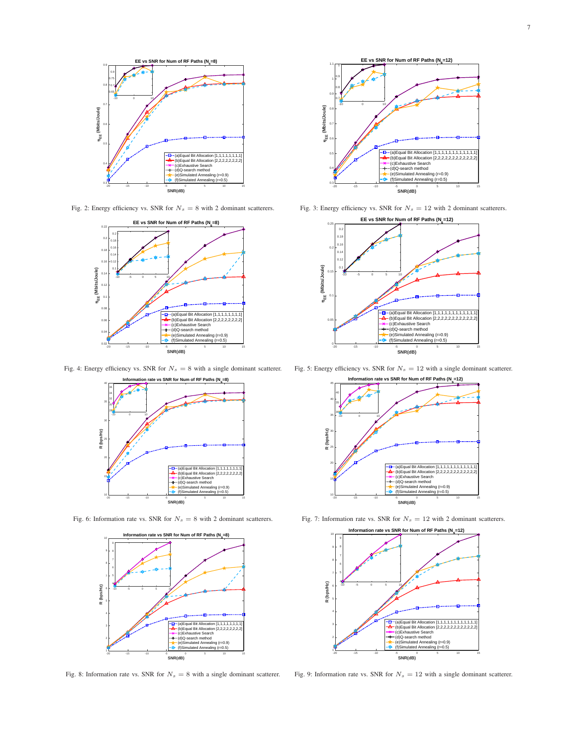Fig. 2: Energy efficiency vs. SNR for $N_s = 8$ with 2 dominant scatterers.

Fig. 3: Energy efficiency vs. SNR for $N_s = 12$ with 2 dominant scatterers.

Fig. 4: Energy efficiency vs. SNR for $N_s = 8$ with a single dominant scatterer.

Fig. 5: Energy efficiency vs. SNR for $N_s = 12$ with a single dominant scatterer.

Fig. 6: Information rate vs. SNR for $N_s = 8$ with 2 dominant scatterers.

Fig. 7: Information rate vs. SNR for $N_s = 12$ with 2 dominant scatterers.

Fig. 8: Information rate vs. SNR for $N_s = 8$ with a single dominant scatterer.

Fig. 9: Information rate vs. SNR for $N_s = 12$ with a single dominant scatterer.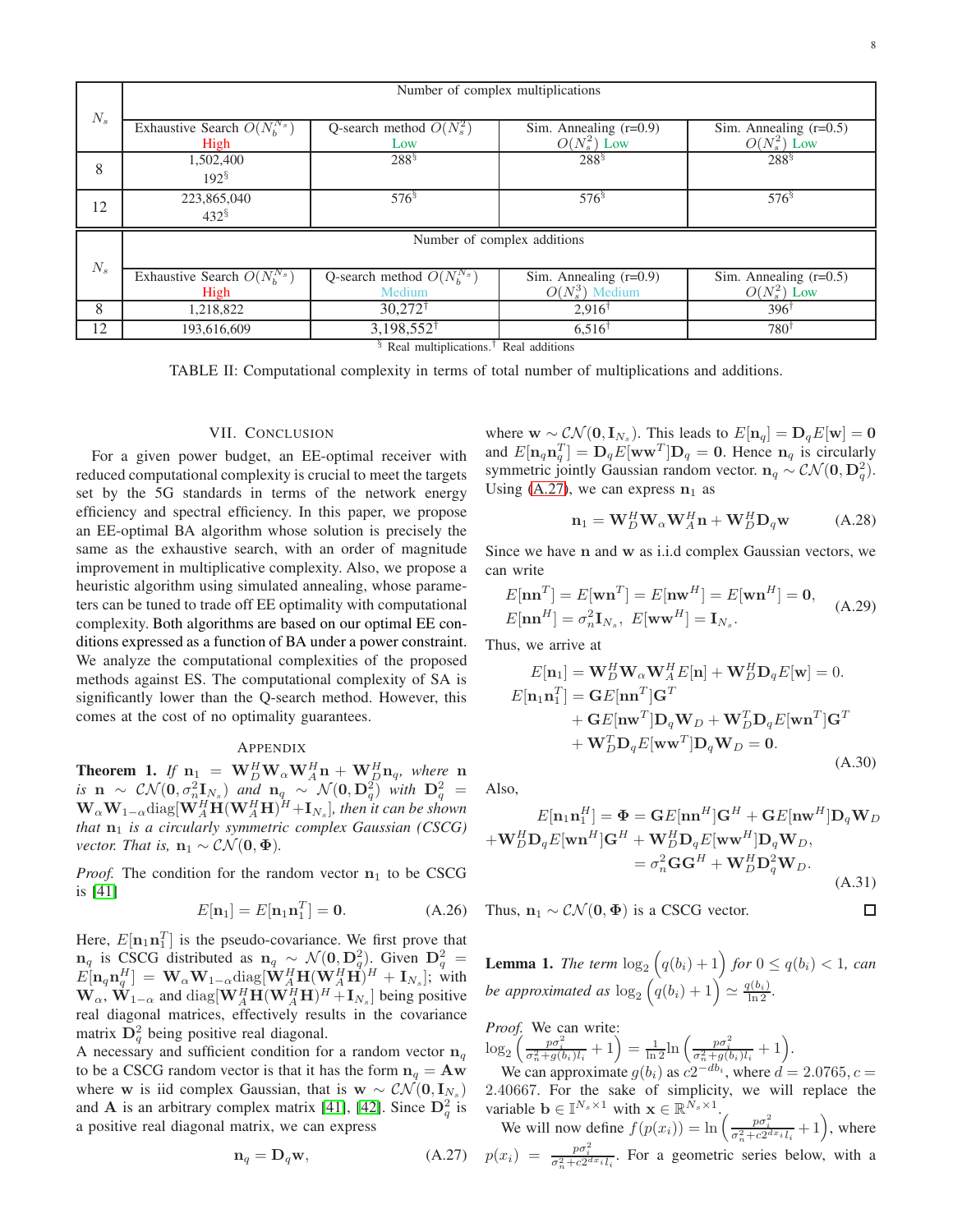| $N_s$ | Number of complex multiplications | | | |
|---|---|---|---|---|
| | Exhaustive Search $O(N_b^{N_s})$ High | Q-search method $O(N_s^2)$ Low | Sim. Annealing (r=0.9) $O(N_s^2)$ Low | Sim. Annealing (r=0.5) $O(N_s^2)$ Low |
| 8 | 1,502,400 192§ | 288§ | 288§ | 288§ |
| 12 | 223,865,040 432§ | 576§ | 576§ | 576§ |

| $N_s$ | Number of complex additions | | | |
|---|---|---|---|---|
| | Exhaustive Search $O(N_b^{N_s})$ High | Q-search method $O(N_b^{N_s})$ Medium | Sim. Annealing (r=0.9) $O(N_s^3)$ Medium | Sim. Annealing (r=0.5) $O(N_s^2)$ Low |
| 8 | 1,218,822 | 30,272† | 2,916† | 396† |
| 12 | 193,616,609 | 3,198,552† | 6,516† | 780† |

§ Real multiplications. † Real additions

TABLE II: Computational complexity in terms of total number of multiplications and additions.

## VII. Conclusion

For a given power budget, an EE-optimal receiver with reduced computational complexity is crucial to meet the targets set by the 5G standards in terms of the network energy efficiency and spectral efficiency. In this paper, we propose an EE-optimal BA algorithm whose solution is precisely the same as the exhaustive search, with an order of magnitude improvement in multiplicative complexity. Also, we propose a heuristic algorithm using simulated annealing, whose parameters can be tuned to trade off EE optimality with computational complexity. Both algorithms are based on our optimal EE conditions expressed as a function of BA under a power constraint. We analyze the computational complexities of the proposed methods against ES. The computational complexity of SA is significantly lower than the Q-search method. However, this comes at the cost of no optimality guarantees.

## Appendix

**Theorem 1.** *If* $\mathbf{n}_1 = \mathbf{W}_D^H\mathbf{W}_\alpha\mathbf{W}_A^H\mathbf{n} + \mathbf{W}_D^H\mathbf{n}_q$*, where* $\mathbf{n}$ *is* $\mathbf{n} \sim \mathcal{CN}(\mathbf{0}, \sigma_n^2\mathbf{I}_{N_s})$ *and* $\mathbf{n}_q \sim \mathcal{N}(\mathbf{0}, \mathbf{D}_q^2)$ *with* $\mathbf{D}_q^2 = \mathbf{W}_\alpha\mathbf{W}_{1-\alpha}\text{diag}[\mathbf{W}_A^H\mathbf{H}(\mathbf{W}_A^H\mathbf{H})^H + \mathbf{I}_{N_s}]$*, then it can be shown that* $\mathbf{n}_1$ *is a circularly symmetric complex Gaussian (CSCG) vector. That is,* $\mathbf{n}_1 \sim \mathcal{CN}(\mathbf{0}, \mathbf{\Phi})$*.*

*Proof.* The condition for the random vector $\mathbf{n}_1$ to be CSCG is [41]

$$E[\mathbf{n}_1] = E[\mathbf{n}_1\mathbf{n}_1^T] = \mathbf{0}. \tag{A.26}$$

Here, $E[\mathbf{n}_1\mathbf{n}_1^T]$ is the pseudo-covariance. We first prove that $\mathbf{n}_q$ is CSCG distributed as $\mathbf{n}_q \sim \mathcal{N}(\mathbf{0}, \mathbf{D}_q^2)$. Given $\mathbf{D}_q^2 = E[\mathbf{n}_q\mathbf{n}_q^H] = \mathbf{W}_\alpha\mathbf{W}_{1-\alpha}\text{diag}[\mathbf{W}_A^H\mathbf{H}(\mathbf{W}_A^H\mathbf{H})^H + \mathbf{I}_{N_s}]$; with $\mathbf{W}_\alpha$, $\mathbf{W}_{1-\alpha}$ and $\text{diag}[\mathbf{W}_A^H\mathbf{H}(\mathbf{W}_A^H\mathbf{H})^H + \mathbf{I}_{N_s}]$ being positive real diagonal matrices, effectively results in the covariance matrix $\mathbf{D}_q^2$ being positive real diagonal.
A necessary and sufficient condition for a random vector $\mathbf{n}_q$ to be a CSCG random vector is that it has the form $\mathbf{n}_q = \mathbf{A}\mathbf{w}$ where $\mathbf{w}$ is iid complex Gaussian, that is $\mathbf{w} \sim \mathcal{CN}(\mathbf{0}, \mathbf{I}_{N_s})$ and $\mathbf{A}$ is an arbitrary complex matrix [41], [42]. Since $\mathbf{D}_q^2$ is a positive real diagonal matrix, we can express

$$\mathbf{n}_q = \mathbf{D}_q\mathbf{w}, \tag{A.27}$$

where $\mathbf{w} \sim \mathcal{CN}(\mathbf{0}, \mathbf{I}_{N_s})$. This leads to $E[\mathbf{n}_q] = \mathbf{D}_q E[\mathbf{w}] = \mathbf{0}$ and $E[\mathbf{n}_q\mathbf{n}_q^T] = \mathbf{D}_q E[\mathbf{w}\mathbf{w}^T]\mathbf{D}_q = \mathbf{0}$. Hence $\mathbf{n}_q$ is circularly symmetric jointly Gaussian random vector. $\mathbf{n}_q \sim \mathcal{CN}(\mathbf{0}, \mathbf{D}_q^2)$. Using (A.27), we can express $\mathbf{n}_1$ as

$$\mathbf{n}_1 = \mathbf{W}_D^H\mathbf{W}_\alpha\mathbf{W}_A^H\mathbf{n} + \mathbf{W}_D^H\mathbf{D}_q\mathbf{w} \tag{A.28}$$

Since we have $\mathbf{n}$ and $\mathbf{w}$ as i.i.d complex Gaussian vectors, we can write

$$\begin{aligned} &E[\mathbf{n}\mathbf{n}^T] = E[\mathbf{w}\mathbf{n}^T] = E[\mathbf{n}\mathbf{w}^H] = E[\mathbf{w}\mathbf{n}^H] = \mathbf{0}, \\ &E[\mathbf{n}\mathbf{n}^H] = \sigma_n^2\mathbf{I}_{N_s},\ E[\mathbf{w}\mathbf{w}^H] = \mathbf{I}_{N_s}. \end{aligned} \tag{A.29}$$

Thus, we arrive at

$$\begin{aligned} E[\mathbf{n}_1] &= \mathbf{W}_D^H\mathbf{W}_\alpha\mathbf{W}_A^H E[\mathbf{n}] + \mathbf{W}_D^H\mathbf{D}_q E[\mathbf{w}] = 0. \\ E[\mathbf{n}_1\mathbf{n}_1^T] &= \mathbf{G}E[\mathbf{n}\mathbf{n}^T]\mathbf{G}^T \\ &\quad + \mathbf{G}E[\mathbf{n}\mathbf{w}^T]\mathbf{D}_q\mathbf{W}_D + \mathbf{W}_D^T\mathbf{D}_q E[\mathbf{w}\mathbf{n}^T]\mathbf{G}^T \\ &\quad + \mathbf{W}_D^T\mathbf{D}_q E[\mathbf{w}\mathbf{w}^T]\mathbf{D}_q\mathbf{W}_D = \mathbf{0}. \end{aligned} \tag{A.30}$$

Also,

$$\begin{aligned} E[\mathbf{n}_1\mathbf{n}_1^H] = \mathbf{\Phi} &= \mathbf{G}E[\mathbf{n}\mathbf{n}^H]\mathbf{G}^H + \mathbf{G}E[\mathbf{n}\mathbf{w}^H]\mathbf{D}_q\mathbf{W}_D \\ &+ \mathbf{W}_D^H\mathbf{D}_q E[\mathbf{w}\mathbf{n}^H]\mathbf{G}^H + \mathbf{W}_D^H\mathbf{D}_q E[\mathbf{w}\mathbf{w}^H]\mathbf{D}_q\mathbf{W}_D, \\ &= \sigma_n^2\mathbf{G}\mathbf{G}^H + \mathbf{W}_D^H\mathbf{D}_q^2\mathbf{W}_D. \end{aligned} \tag{A.31}$$

Thus, $\mathbf{n}_1 \sim \mathcal{CN}(\mathbf{0}, \mathbf{\Phi})$ is a CSCG vector. ☐

**Lemma 1.** *The term* $\log_2\Big(q(b_i)+1\Big)$ *for* $0 \leq q(b_i) < 1$*, can be approximated as* $\log_2\Big(q(b_i)+1\Big) \simeq \frac{q(b_i)}{\ln 2}$*.*

*Proof.* We can write:
$\log_2\left(\frac{p\sigma_i^2}{\sigma_n^2+g(b_i)l_i}+1\right) = \frac{1}{\ln 2}\ln\left(\frac{p\sigma_i^2}{\sigma_n^2+g(b_i)l_i}+1\right)$.

We can approximate $g(b_i)$ as $c2^{-db_i}$, where $d = 2.0765, c = 2.40667$. For the sake of simplicity, we will replace the variable $\mathbf{b} \in \mathbb{I}^{N_s\times 1}$ with $\mathbf{x} \in \mathbb{R}^{N_s\times 1}$.

We will now define $f(p(x_i)) = \ln\left(\frac{p\sigma_i^2}{\sigma_n^2+c2^{dx_i}l_i}+1\right)$, where $p(x_i) = \frac{p\sigma_i^2}{\sigma_n^2+c2^{dx_i}l_i}$. For a geometric series below, with a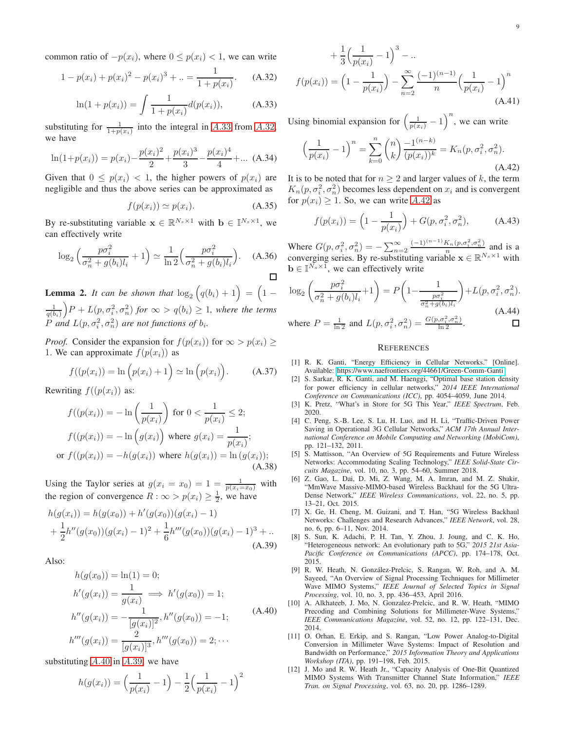common ratio of $-p(x_i)$, where $0 \leq p(x_i) < 1$, we can write

$$1 - p(x_i) + p(x_i)^2 - p(x_i)^3 + .. = \frac{1}{1+p(x_i)}. \tag{A.32}$$

$$\ln(1+p(x_i)) = \int \frac{1}{1+p(x_i)} d(p(x_i)), \tag{A.33}$$

substituting for $\frac{1}{1+p(x_i)}$ into the integral in A.33 from A.32, we have

$$\ln(1+p(x_i)) = p(x_i) - \frac{p(x_i)^2}{2} + \frac{p(x_i)^3}{3} - \frac{p(x_i)^4}{4} + ... \tag{A.34}$$

Given that $0 \leq p(x_i) < 1$, the higher powers of $p(x_i)$ are negligible and thus the above series can be approximated as

$$f(p(x_i)) \simeq p(x_i). \tag{A.35}$$

By re-substituting variable $\mathbf{x} \in \mathbb{R}^{N_s \times 1}$ with $\mathbf{b} \in \mathbb{I}^{N_s \times 1}$, we can effectively write

$$\log_2\Big(\frac{p\sigma_i^2}{\sigma_n^2 + g(b_i)l_i} + 1\Big) \simeq \frac{1}{\ln 2}\Big(\frac{p\sigma_i^2}{\sigma_n^2 + g(b_i)l_i}\Big). \tag{A.36}$$

□

**Lemma 2.** *It can be shown that* $\log_2\Big(q(b_i)+1\Big) = \Big(1 - \frac{1}{q(b_i)}\Big)P + L(p, \sigma_i^2, \sigma_n^2)$ *for* $\infty > q(b_i) \geq 1$*, where the terms* $P$ *and* $L(p, \sigma_i^2, \sigma_n^2)$ *are not functions of* $b_i$*.*

*Proof.* Consider the expansion for $f(p(x_i))$ for $\infty > p(x_i) \geq 1$. We can approximate $f(p(x_i))$ as

$$f((p(x_i)) = \ln\Big(p(x_i)+1\Big) \simeq \ln\Big(p(x_i)\Big). \tag{A.37}$$

Rewriting $f((p(x_i))$ as:

$$\begin{aligned}
&f((p(x_i)) = -\ln\Big(\frac{1}{p(x_i)}\Big) \text{ for } 0 < \frac{1}{p(x_i)} \leq 2;\\
&f((p(x_i)) = -\ln\Big(g(x_i)\Big) \text{ where } g(x_i) = \frac{1}{p(x_i)};\\
&\text{or } f((p(x_i)) = -h(g(x_i)) \text{ where } h(g(x_i)) = \ln(g(x_i));
\end{aligned} \tag{A.38}$$

Using the Taylor series at $g(x_i = x_0) = 1 = \frac{1}{p(x_i = x_0)}$ with the region of convergence $R: \infty > p(x_i) \geq \frac{1}{2}$, we have

$$\begin{aligned}
&h(g(x_i)) = h(g(x_0)) + h'(g(x_0))(g(x_i) - 1)\\
&+ \frac{1}{2}h''(g(x_0))(g(x_i)-1)^2 + \frac{1}{6}h'''(g(x_0))(g(x_i)-1)^3 + ..
\end{aligned} \tag{A.39}$$

Also:

$$\begin{aligned}
&h(g(x_0)) = \ln(1) = 0;\\
&h'(g(x_i)) = \frac{1}{g(x_i)} \implies h'(g(x_0)) = 1;\\
&h''(g(x_i)) = -\frac{1}{[g(x_i)]^2}, h''(g(x_0)) = -1;\\
&h'''(g(x_i)) = \frac{2}{[g(x_i)]^3}, h'''(g(x_0)) = 2; \cdots
\end{aligned} \tag{A.40}$$

substituting A.40 in A.39, we have

$$\begin{aligned}
h(g(x_i)) &= \Big(\frac{1}{p(x_i)} - 1\Big) - \frac{1}{2}\Big(\frac{1}{p(x_i)} - 1\Big)^2\\
&+ \frac{1}{3}\Big(\frac{1}{p(x_i)} - 1\Big)^3 - ..\\
f(p(x_i)) &= \Big(1 - \frac{1}{p(x_i)}\Big) - \sum_{n=2}^{\infty} \frac{(-1)^{(n-1)}}{n}\Big(\frac{1}{p(x_i)} - 1\Big)^n
\end{aligned} \tag{A.41}$$

Using binomial expansion for $\Big(\frac{1}{p(x_i)} - 1\Big)^n$, we can write

$$\Big(\frac{1}{p(x_i)} - 1\Big)^n = \sum_{k=0}^{n} \binom{n}{k} \frac{-1^{(n-k)}}{(p(x_i))^k} = K_n(p, \sigma_i^2, \sigma_n^2). \tag{A.42}$$

It is to be noted that for $n \geq 2$ and larger values of $k$, the term $K_n(p, \sigma_i^2, \sigma_n^2)$ becomes less dependent on $x_i$ and is convergent for $p(x_i) \geq 1$. So, we can write A.42 as

$$f(p(x_i)) = \Big(1 - \frac{1}{p(x_i)}\Big) + G(p, \sigma_i^2, \sigma_n^2), \tag{A.43}$$

Where $G(p, \sigma_i^2, \sigma_n^2) = -\sum_{n=2}^{\infty} \frac{(-1)^{(n-1)} K_n(p, \sigma_i^2, \sigma_n^2)}{n}$ and is a converging series. By re-substituting variable $\mathbf{x} \in \mathbb{R}^{N_s \times 1}$ with $\mathbf{b} \in \mathbb{I}^{N_s \times 1}$, we can effectively write

$$\log_2\Big(\frac{p\sigma_i^2}{\sigma_n^2 + g(b_i)l_i} + 1\Big) = P\Bigg(1 - \frac{1}{\frac{p\sigma_i^2}{\sigma_n^2 + g(b_i)l_i}}\Bigg) + L(p, \sigma_i^2, \sigma_n^2). \tag{A.44}$$

where $P = \frac{1}{\ln 2}$ and $L(p, \sigma_i^2, \sigma_n^2) = \frac{G(p, \sigma_i^2, \sigma_n^2)}{\ln 2}$. □

# References

[1] R. K. Ganti, "Energy Efficiency in Cellular Networks." [Online]. Available: https://www.naefrontiers.org/44661/Green-Comm-Ganti

[2] S. Sarkar, R. K. Ganti, and M. Haenggi, "Optimal base station density for power efficiency in cellular networks," *2014 IEEE International Conference on Communications (ICC)*, pp. 4054–4059, June 2014.

[3] K. Pretz, "What's in Store for 5G This Year," *IEEE Spectrum*, Feb. 2020.

[4] C. Peng, S.-B. Lee, S. Lu, H. Luo, and H. Li, "Traffic-Driven Power Saving in Operational 3G Cellular Networks," *ACM 17th Annual International Conference on Mobile Computing and Networking (MobiCom)*, pp. 121–132, 2011.

[5] S. Mattisson, "An Overview of 5G Requirements and Future Wireless Networks: Accommodating Scaling Technology," *IEEE Solid-State Circuits Magazine*, vol. 10, no. 3, pp. 54–60, Summer 2018.

[6] Z. Gao, L. Dai, D. Mi, Z. Wang, M. A. Imran, and M. Z. Shakir, "MmWave Massive-MIMO-based Wireless Backhaul for the 5G Ultra-Dense Network," *IEEE Wireless Communications*, vol. 22, no. 5, pp. 13–21, Oct. 2015.

[7] X. Ge, H. Cheng, M. Guizani, and T. Han, "5G Wireless Backhaul Networks: Challenges and Research Advances," *IEEE Network*, vol. 28, no. 6, pp. 6–11, Nov. 2014.

[8] S. Sun, K. Adachi, P. H. Tan, Y. Zhou, J. Joung, and C. K. Ho, "Heterogeneous network: An evolutionary path to 5G," *2015 21st Asia-Pacific Conference on Communications (APCC)*, pp. 174–178, Oct. 2015.

[9] R. W. Heath, N. González-Prelcic, S. Rangan, W. Roh, and A. M. Sayeed, "An Overview of Signal Processing Techniques for Millimeter Wave MIMO Systems," *IEEE Journal of Selected Topics in Signal Processing*, vol. 10, no. 3, pp. 436–453, April 2016.

[10] A. Alkhateeb, J. Mo, N. Gonzalez-Prelcic, and R. W. Heath, "MIMO Precoding and Combining Solutions for Millimeter-Wave Systems," *IEEE Communications Magazine*, vol. 52, no. 12, pp. 122–131, Dec. 2014.

[11] O. Orhan, E. Erkip, and S. Rangan, "Low Power Analog-to-Digital Conversion in Millimeter Wave Systems: Impact of Resolution and Bandwidth on Performance," *2015 Information Theory and Applications Workshop (ITA)*, pp. 191–198, Feb. 2015.

[12] J. Mo and R. W. Heath Jr., "Capacity Analysis of One-Bit Quantized MIMO Systems With Transmitter Channel State Information," *IEEE Tran. on Signal Processing*, vol. 63, no. 20, pp. 1286–1289.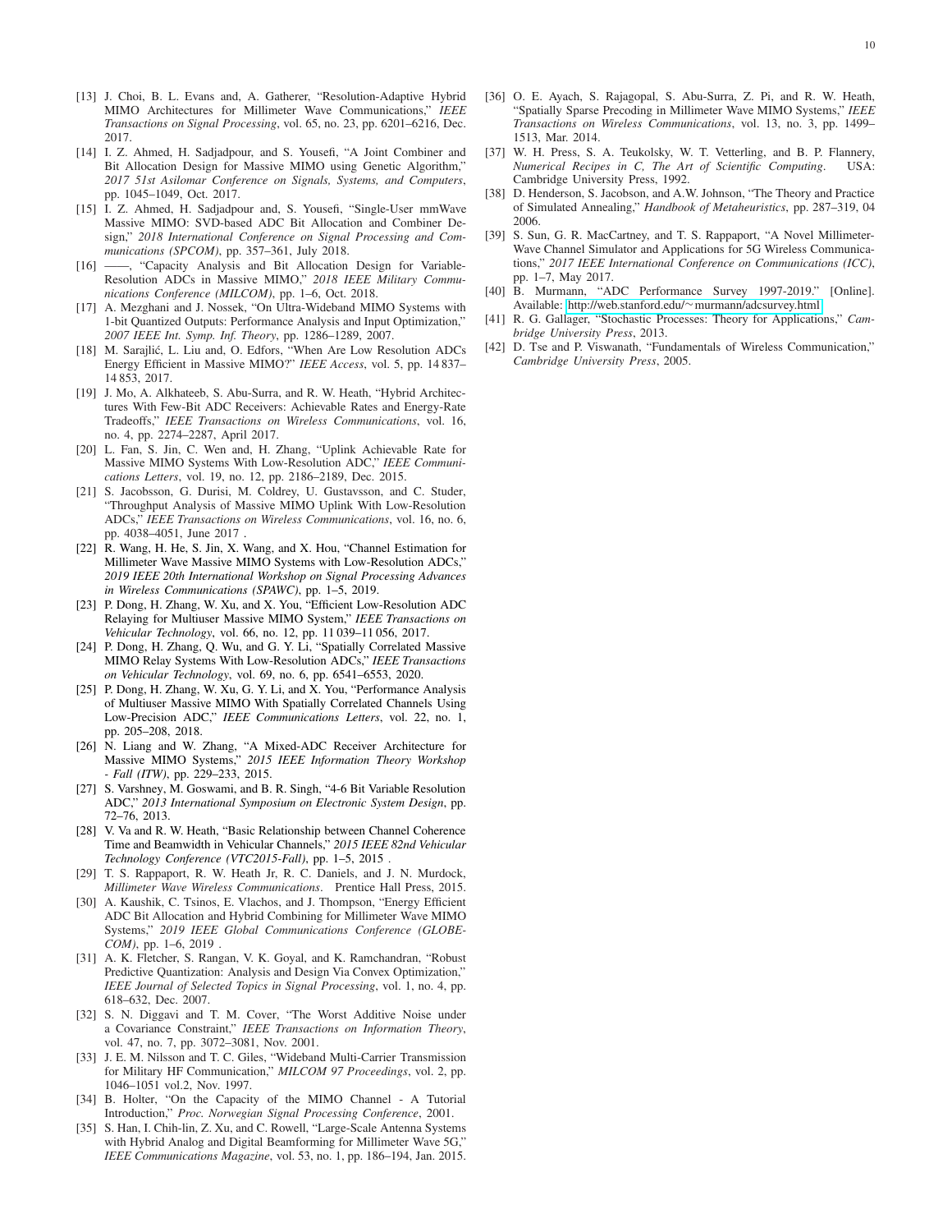[13] J. Choi, B. L. Evans and, A. Gatherer, "Resolution-Adaptive Hybrid MIMO Architectures for Millimeter Wave Communications," *IEEE Transactions on Signal Processing*, vol. 65, no. 23, pp. 6201–6216, Dec. 2017.

[14] I. Z. Ahmed, H. Sadjadpour, and S. Yousefi, "A Joint Combiner and Bit Allocation Design for Massive MIMO using Genetic Algorithm," *2017 51st Asilomar Conference on Signals, Systems, and Computers*, pp. 1045–1049, Oct. 2017.

[15] I. Z. Ahmed, H. Sadjadpour and, S. Yousefi, "Single-User mmWave Massive MIMO: SVD-based ADC Bit Allocation and Combiner Design," *2018 International Conference on Signal Processing and Communications (SPCOM)*, pp. 357–361, July 2018.

[16] ——, "Capacity Analysis and Bit Allocation Design for Variable-Resolution ADCs in Massive MIMO," *2018 IEEE Military Communications Conference (MILCOM)*, pp. 1–6, Oct. 2018.

[17] A. Mezghani and J. Nossek, "On Ultra-Wideband MIMO Systems with 1-bit Quantized Outputs: Performance Analysis and Input Optimization," *2007 IEEE Int. Symp. Inf. Theory*, pp. 1286–1289, 2007.

[18] M. Sarajlić, L. Liu and, O. Edfors, "When Are Low Resolution ADCs Energy Efficient in Massive MIMO?" *IEEE Access*, vol. 5, pp. 14 837–14 853, 2017.

[19] J. Mo, A. Alkhateeb, S. Abu-Surra, and R. W. Heath, "Hybrid Architectures With Few-Bit ADC Receivers: Achievable Rates and Energy-Rate Tradeoffs," *IEEE Transactions on Wireless Communications*, vol. 16, no. 4, pp. 2274–2287, April 2017.

[20] L. Fan, S. Jin, C. Wen and, H. Zhang, "Uplink Achievable Rate for Massive MIMO Systems With Low-Resolution ADC," *IEEE Communications Letters*, vol. 19, no. 12, pp. 2186–2189, Dec. 2015.

[21] S. Jacobsson, G. Durisi, M. Coldrey, U. Gustavsson, and C. Studer, "Throughput Analysis of Massive MIMO Uplink With Low-Resolution ADCs," *IEEE Transactions on Wireless Communications*, vol. 16, no. 6, pp. 4038–4051, June 2017 .

[22] R. Wang, H. He, S. Jin, X. Wang, and X. Hou, "Channel Estimation for Millimeter Wave Massive MIMO Systems with Low-Resolution ADCs," *2019 IEEE 20th International Workshop on Signal Processing Advances in Wireless Communications (SPAWC)*, pp. 1–5, 2019.

[23] P. Dong, H. Zhang, W. Xu, and X. You, "Efficient Low-Resolution ADC Relaying for Multiuser Massive MIMO System," *IEEE Transactions on Vehicular Technology*, vol. 66, no. 12, pp. 11 039–11 056, 2017.

[24] P. Dong, H. Zhang, Q. Wu, and G. Y. Li, "Spatially Correlated Massive MIMO Relay Systems With Low-Resolution ADCs," *IEEE Transactions on Vehicular Technology*, vol. 69, no. 6, pp. 6541–6553, 2020.

[25] P. Dong, H. Zhang, W. Xu, G. Y. Li, and X. You, "Performance Analysis of Multiuser Massive MIMO With Spatially Correlated Channels Using Low-Precision ADC," *IEEE Communications Letters*, vol. 22, no. 1, pp. 205–208, 2018.

[26] N. Liang and W. Zhang, "A Mixed-ADC Receiver Architecture for Massive MIMO Systems," *2015 IEEE Information Theory Workshop - Fall (ITW)*, pp. 229–233, 2015.

[27] S. Varshney, M. Goswami, and B. R. Singh, "4-6 Bit Variable Resolution ADC," *2013 International Symposium on Electronic System Design*, pp. 72–76, 2013.

[28] V. Va and R. W. Heath, "Basic Relationship between Channel Coherence Time and Beamwidth in Vehicular Channels," *2015 IEEE 82nd Vehicular Technology Conference (VTC2015-Fall)*, pp. 1–5, 2015 .

[29] T. S. Rappaport, R. W. Heath Jr, R. C. Daniels, and J. N. Murdock, *Millimeter Wave Wireless Communications*. Prentice Hall Press, 2015.

[30] A. Kaushik, C. Tsinos, E. Vlachos, and J. Thompson, "Energy Efficient ADC Bit Allocation and Hybrid Combining for Millimeter Wave MIMO Systems," *2019 IEEE Global Communications Conference (GLOBECOM)*, pp. 1–6, 2019 .

[31] A. K. Fletcher, S. Rangan, V. K. Goyal, and K. Ramchandran, "Robust Predictive Quantization: Analysis and Design Via Convex Optimization," *IEEE Journal of Selected Topics in Signal Processing*, vol. 1, no. 4, pp. 618–632, Dec. 2007.

[32] S. N. Diggavi and T. M. Cover, "The Worst Additive Noise under a Covariance Constraint," *IEEE Transactions on Information Theory*, vol. 47, no. 7, pp. 3072–3081, Nov. 2001.

[33] J. E. M. Nilsson and T. C. Giles, "Wideband Multi-Carrier Transmission for Military HF Communication," *MILCOM 97 Proceedings*, vol. 2, pp. 1046–1051 vol.2, Nov. 1997.

[34] B. Holter, "On the Capacity of the MIMO Channel - A Tutorial Introduction," *Proc. Norwegian Signal Processing Conference*, 2001.

[35] S. Han, I. Chih-lin, Z. Xu, and C. Rowell, "Large-Scale Antenna Systems with Hybrid Analog and Digital Beamforming for Millimeter Wave 5G," *IEEE Communications Magazine*, vol. 53, no. 1, pp. 186–194, Jan. 2015.

[36] O. E. Ayach, S. Rajagopal, S. Abu-Surra, Z. Pi, and R. W. Heath, "Spatially Sparse Precoding in Millimeter Wave MIMO Systems," *IEEE Transactions on Wireless Communications*, vol. 13, no. 3, pp. 1499–1513, Mar. 2014.

[37] W. H. Press, S. A. Teukolsky, W. T. Vetterling, and B. P. Flannery, *Numerical Recipes in C, The Art of Scientific Computing*. USA: Cambridge University Press, 1992.

[38] D. Henderson, S. Jacobson, and A.W. Johnson, "The Theory and Practice of Simulated Annealing," *Handbook of Metaheuristics*, pp. 287–319, 04 2006.

[39] S. Sun, G. R. MacCartney, and T. S. Rappaport, "A Novel Millimeter-Wave Channel Simulator and Applications for 5G Wireless Communications," *2017 IEEE International Conference on Communications (ICC)*, pp. 1–7, May 2017.

[40] B. Murmann, "ADC Performance Survey 1997-2019." [Online]. Available: http://web.stanford.edu/~murmann/adcsurvey.html

[41] R. G. Gallager, "Stochastic Processes: Theory for Applications," *Cambridge University Press*, 2013.

[42] D. Tse and P. Viswanath, "Fundamentals of Wireless Communication," *Cambridge University Press*, 2005.